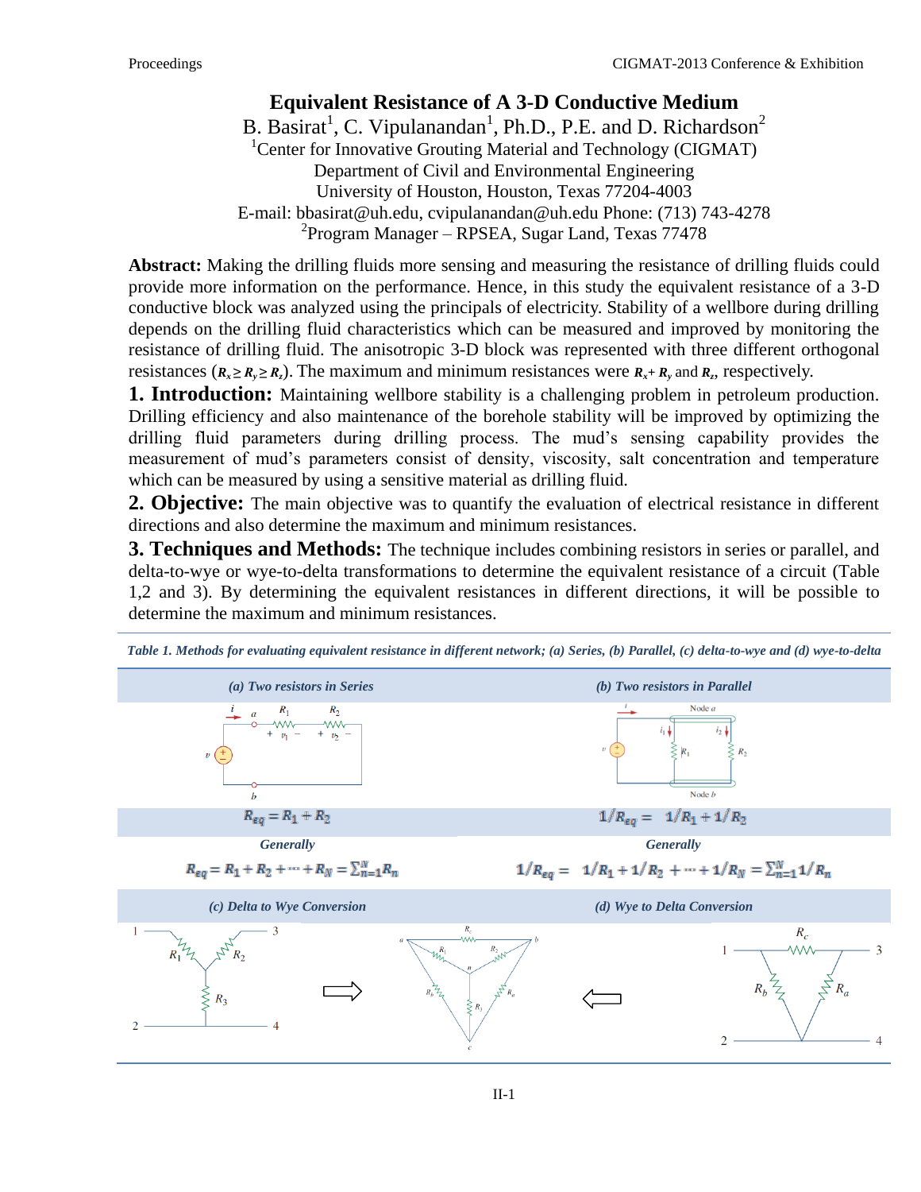# Equivalent Resistance of A 3-D Conductive Medium

B. Basirat[1], C. Vipulanandan[1], Ph.D., P.E. and D. Richardson[2]

[1]Center for Innovative Grouting Material and Technology (CIGMAT)
Department of Civil and Environmental Engineering
University of Houston, Houston, Texas 77204-4003
E-mail: bbasirat@uh.edu, cvipulanandan@uh.edu Phone: (713) 743-4278
[2]Program Manager – RPSEA, Sugar Land, Texas 77478

**Abstract:** Making the drilling fluids more sensing and measuring the resistance of drilling fluids could provide more information on the performance. Hence, in this study the equivalent resistance of a 3-D conductive block was analyzed using the principals of electricity. Stability of a wellbore during drilling depends on the drilling fluid characteristics which can be measured and improved by monitoring the resistance of drilling fluid. The anisotropic 3-D block was represented with three different orthogonal resistances ($R_x \geq R_y \geq R_z$). The maximum and minimum resistances were $R_x + R_y$ and $R_z$, respectively.

## 1. Introduction:

Maintaining wellbore stability is a challenging problem in petroleum production. Drilling efficiency and also maintenance of the borehole stability will be improved by optimizing the drilling fluid parameters during drilling process. The mud's sensing capability provides the measurement of mud's parameters consist of density, viscosity, salt concentration and temperature which can be measured by using a sensitive material as drilling fluid.

## 2. Objective:

The main objective was to quantify the evaluation of electrical resistance in different directions and also determine the maximum and minimum resistances.

## 3. Techniques and Methods:

The technique includes combining resistors in series or parallel, and delta-to-wye or wye-to-delta transformations to determine the equivalent resistance of a circuit (Table 1,2 and 3). By determining the equivalent resistances in different directions, it will be possible to determine the maximum and minimum resistances.

*Table 1. Methods for evaluating equivalent resistance in different network; (a) Series, (b) Parallel, (c) delta-to-wye and (d) wye-to-delta*

| *(a) Two resistors in Series* | *(b) Two resistors in Parallel* |
|---|---|
| $R_{eq} = R_1 + R_2$ | $1/R_{eq} = 1/R_1 + 1/R_2$ |
| *Generally* | *Generally* |
| $R_{eq} = R_1 + R_2 + \cdots + R_N = \sum_{n=1}^{N} R_n$ | $1/R_{eq} = 1/R_1 + 1/R_2 + \cdots + 1/R_N = \sum_{n=1}^{N} 1/R_n$ |
| *(c) Delta to Wye Conversion* | *(d) Wye to Delta Conversion* |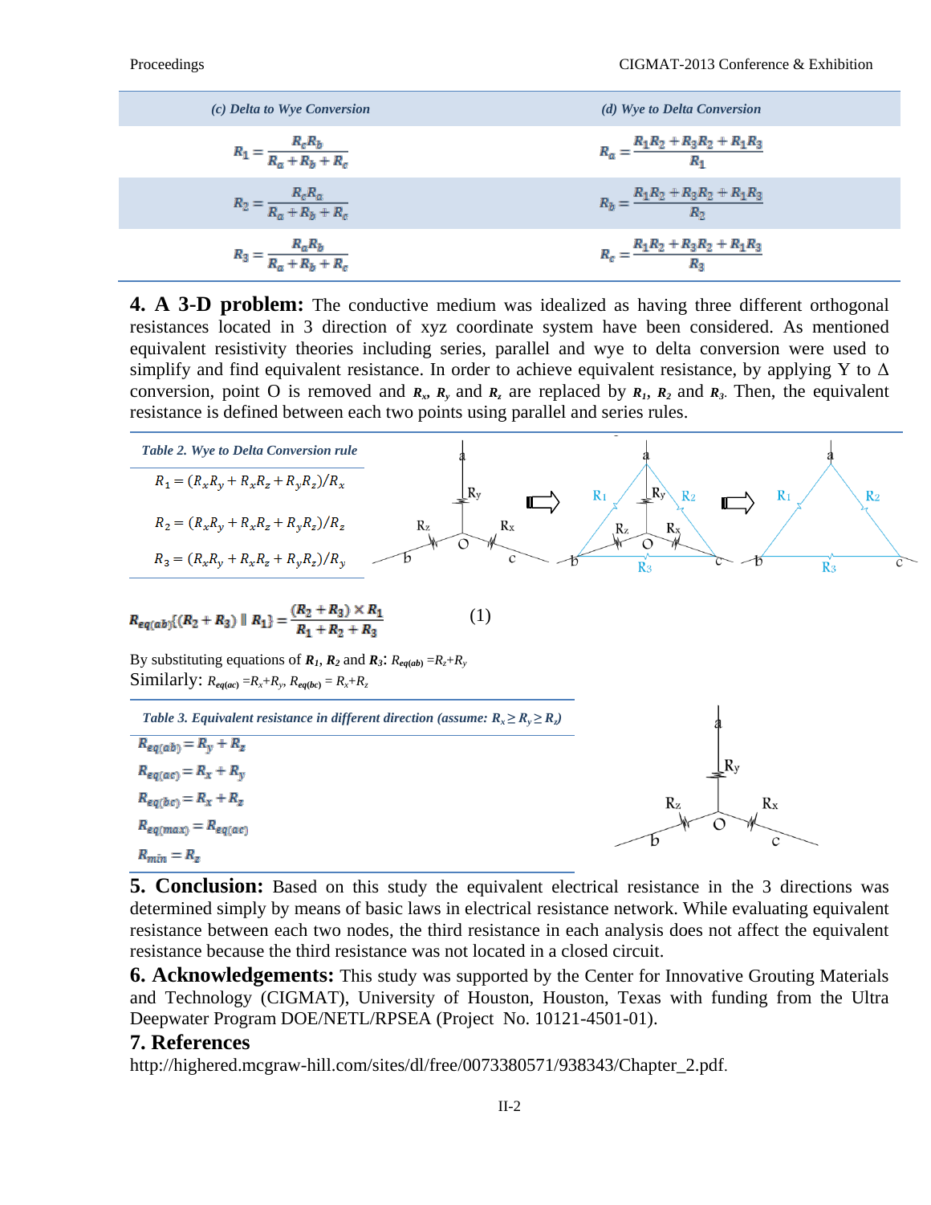| *(c) Delta to Wye Conversion* | *(d) Wye to Delta Conversion* |
|---|---|
| $R_1 = \dfrac{R_c R_b}{R_a + R_b + R_c}$ | $R_a = \dfrac{R_1 R_2 + R_3 R_2 + R_1 R_3}{R_1}$ |
| $R_2 = \dfrac{R_c R_a}{R_a + R_b + R_c}$ | $R_b = \dfrac{R_1 R_2 + R_3 R_2 + R_1 R_3}{R_2}$ |
| $R_3 = \dfrac{R_a R_b}{R_a + R_b + R_c}$ | $R_c = \dfrac{R_1 R_2 + R_3 R_2 + R_1 R_3}{R_3}$ |

## 4. A 3-D problem:

The conductive medium was idealized as having three different orthogonal resistances located in 3 direction of xyz coordinate system have been considered. As mentioned equivalent resistivity theories including series, parallel and wye to delta conversion were used to simplify and find equivalent resistance. In order to achieve equivalent resistance, by applying Y to Δ conversion, point O is removed and $R_x$, $R_y$ and $R_z$ are replaced by $R_1$, $R_2$ and $R_3$. Then, the equivalent resistance is defined between each two points using parallel and series rules.

*Table 2. Wye to Delta Conversion rule*

| |
|---|
| $R_1 = (R_x R_y + R_x R_z + R_y R_z)/R_x$ |
| $R_2 = (R_x R_y + R_x R_z + R_y R_z)/R_z$ |
| $R_3 = (R_x R_y + R_x R_z + R_y R_z)/R_y$ |

a
Ry
Rz
Rx
b
O
c

a
R1
Ry
R2
Rz
Rx
b
O
c
R3

a
R1
R2
b
R3
c

$$R_{eq(ab)}\{(R_2 + R_3) \parallel R_1\} = \frac{(R_2 + R_3) \times R_1}{R_1 + R_2 + R_3} \qquad (1)$$

By substituting equations of $R_1$, $R_2$ and $R_3$: $R_{eq(ab)} = R_z + R_y$

Similarly: $R_{eq(ac)} = R_x + R_y$, $R_{eq(bc)} = R_x + R_z$

*Table 3. Equivalent resistance in different direction (assume: $R_x \geq R_y \geq R_z$)*

| |
|---|
| $R_{eq(ab)} = R_y + R_z$ |
| $R_{eq(ac)} = R_x + R_y$ |
| $R_{eq(bc)} = R_x + R_z$ |
| $R_{eq(max)} = R_{eq(ac)}$ |
| $R_{min} = R_z$ |

a
Ry
Rz
Rx
O
b
c

## 5. Conclusion:

Based on this study the equivalent electrical resistance in the 3 directions was determined simply by means of basic laws in electrical resistance network. While evaluating equivalent resistance between each two nodes, the third resistance in each analysis does not affect the equivalent resistance because the third resistance was not located in a closed circuit.

## 6. Acknowledgements:

This study was supported by the Center for Innovative Grouting Materials and Technology (CIGMAT), University of Houston, Houston, Texas with funding from the Ultra Deepwater Program DOE/NETL/RPSEA (Project No. 10121-4501-01).

## 7. References

http://highered.mcgraw-hill.com/sites/dl/free/0073380571/938343/Chapter_2.pdf.